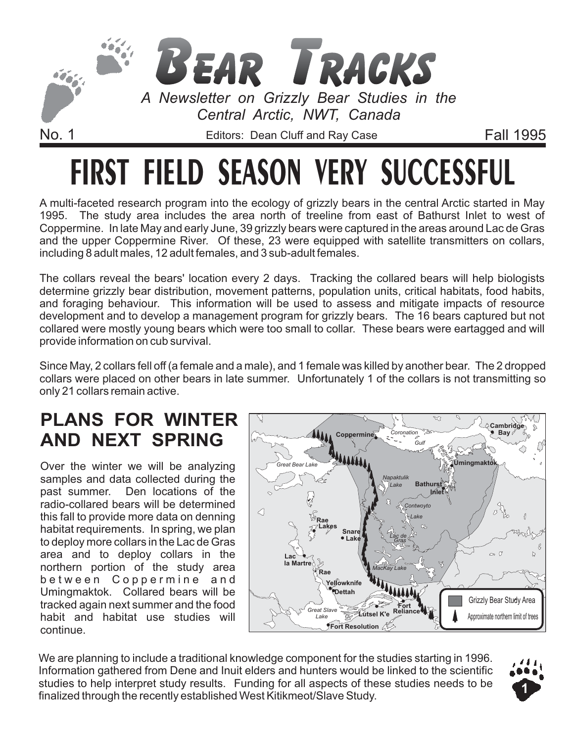# BEAR TRACKS

*A Newsletter on Grizzly Bear Studies in the Central Arctic, NWT, Canada*

No. 1 — Editors: Dean Cluff and Ray Case — Fall 1995

# FIRST FIELD SEASON VERY SUCCESSFUL

A multi-faceted research program into the ecology of grizzly bears in the central Arctic started in May 1995. The study area includes the area north of treeline from east of Bathurst Inlet to west of Coppermine. In late May and early June, 39 grizzly bears were captured in the areas around Lac de Gras and the upper Coppermine River. Of these, 23 were equipped with satellite transmitters on collars, including 8 adult males, 12 adult females, and 3 sub-adult females.

The collars reveal the bears' location every 2 days. Tracking the collared bears will help biologists determine grizzly bear distribution, movement patterns, population units, critical habitats, food habits, and foraging behaviour. This information will be used to assess and mitigate impacts of resource development and to develop a management program for grizzly bears. The 16 bears captured but not collared were mostly young bears which were too small to collar. These bears were eartagged and will provide information on cub survival.

Since May, 2 collars fell off (a female and a male), and 1 female was killed by another bear. The 2 dropped collars were placed on other bears in late summer. Unfortunately 1 of the collars is not transmitting so only 21 collars remain active.

## PLANS FOR WINTER AND NEXT SPRING

Over the winter we will be analyzing samples and data collected during the past summer. Den locations of the radio-collared bears will be determined this fall to provide more data on denning habitat requirements. In spring, we plan to deploy more collars in the Lac de Gras area and to deploy collars in the northern portion of the study area between Coppermine and Umingmaktok. Collared bears will be tracked again next summer and the food habit and habitat use studies will continue.

We are planning to include a traditional knowledge component for the studies starting in 1996. Information gathered from Dene and Inuit elders and hunters would be linked to the scientific studies to help interpret study results. Funding for all aspects of these studies needs to be finalized through the recently established West Kitikmeot/Slave Study.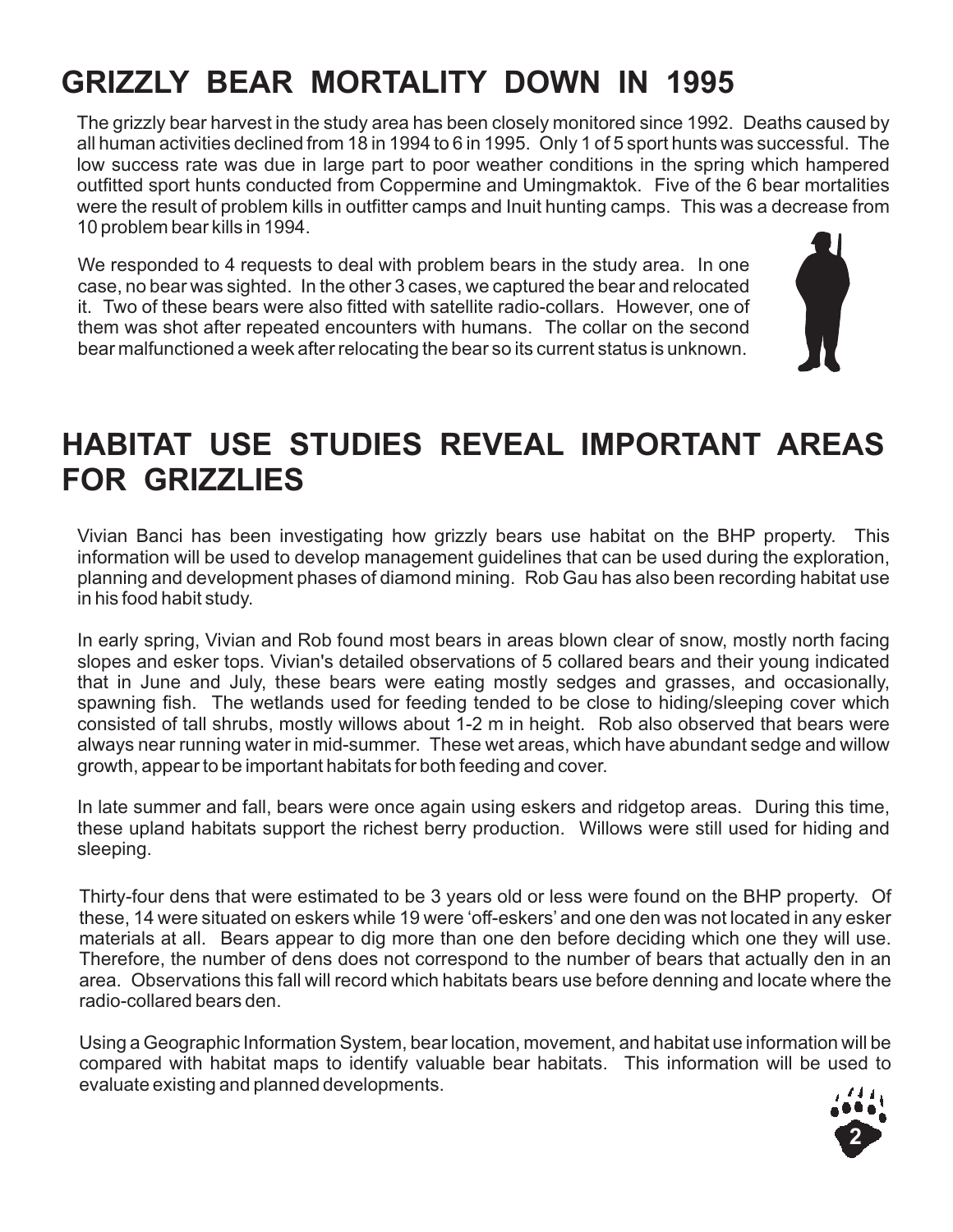# GRIZZLY BEAR MORTALITY DOWN IN 1995

The grizzly bear harvest in the study area has been closely monitored since 1992. Deaths caused by all human activities declined from 18 in 1994 to 6 in 1995. Only 1 of 5 sport hunts was successful. The low success rate was due in large part to poor weather conditions in the spring which hampered outfitted sport hunts conducted from Coppermine and Umingmaktok. Five of the 6 bear mortalities were the result of problem kills in outfitter camps and Inuit hunting camps. This was a decrease from 10 problem bear kills in 1994.

We responded to 4 requests to deal with problem bears in the study area. In one case, no bear was sighted. In the other 3 cases, we captured the bear and relocated it. Two of these bears were also fitted with satellite radio-collars. However, one of them was shot after repeated encounters with humans. The collar on the second bear malfunctioned a week after relocating the bear so its current status is unknown.

# HABITAT USE STUDIES REVEAL IMPORTANT AREAS FOR GRIZZLIES

Vivian Banci has been investigating how grizzly bears use habitat on the BHP property. This information will be used to develop management guidelines that can be used during the exploration, planning and development phases of diamond mining. Rob Gau has also been recording habitat use in his food habit study.

In early spring, Vivian and Rob found most bears in areas blown clear of snow, mostly north facing slopes and esker tops. Vivian's detailed observations of 5 collared bears and their young indicated that in June and July, these bears were eating mostly sedges and grasses, and occasionally, spawning fish. The wetlands used for feeding tended to be close to hiding/sleeping cover which consisted of tall shrubs, mostly willows about 1-2 m in height. Rob also observed that bears were always near running water in mid-summer. These wet areas, which have abundant sedge and willow growth, appear to be important habitats for both feeding and cover.

In late summer and fall, bears were once again using eskers and ridgetop areas. During this time, these upland habitats support the richest berry production. Willows were still used for hiding and sleeping.

Thirty-four dens that were estimated to be 3 years old or less were found on the BHP property. Of these, 14 were situated on eskers while 19 were 'off-eskers' and one den was not located in any esker materials at all. Bears appear to dig more than one den before deciding which one they will use. Therefore, the number of dens does not correspond to the number of bears that actually den in an area. Observations this fall will record which habitats bears use before denning and locate where the radio-collared bears den.

Using a Geographic Information System, bear location, movement, and habitat use information will be compared with habitat maps to identify valuable bear habitats. This information will be used to evaluate existing and planned developments.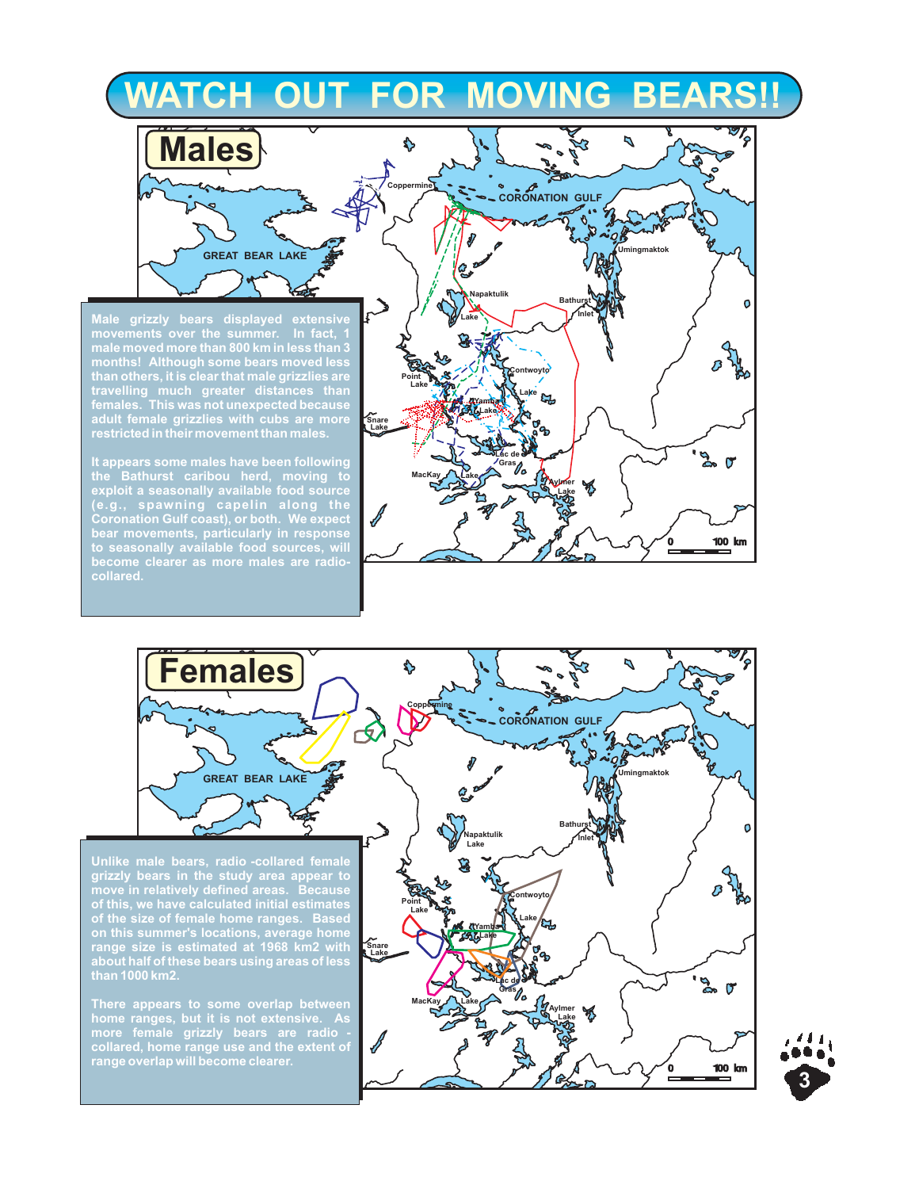# WATCH OUT FOR MOVING BEARS!!

## Males

Male grizzly bears displayed extensive movements over the summer. In fact, 1 male moved more than 800 km in less than 3 months! Although some bears moved less than others, it is clear that male grizzlies are travelling much greater distances than females. This was not unexpected because adult female grizzlies with cubs are more restricted in their movement than males.

It appears some males have been following the Bathurst caribou herd, moving to exploit a seasonally available food source (e.g., spawning capelin along the Coronation Gulf coast), or both. We expect bear movements, particularly in response to seasonally available food sources, will become clearer as more males are radio-collared.

## Females

Unlike male bears, radio-collared female grizzly bears in the study area appear to move in relatively defined areas. Because of this, we have calculated initial estimates of the size of female home ranges. Based on this summer's locations, average home range size is estimated at 1968 km2 with about half of these bears using areas of less than 1000 km2.

There appears to some overlap between home ranges, but it is not extensive. As more female grizzly bears are radio-collared, home range use and the extent of range overlap will become clearer.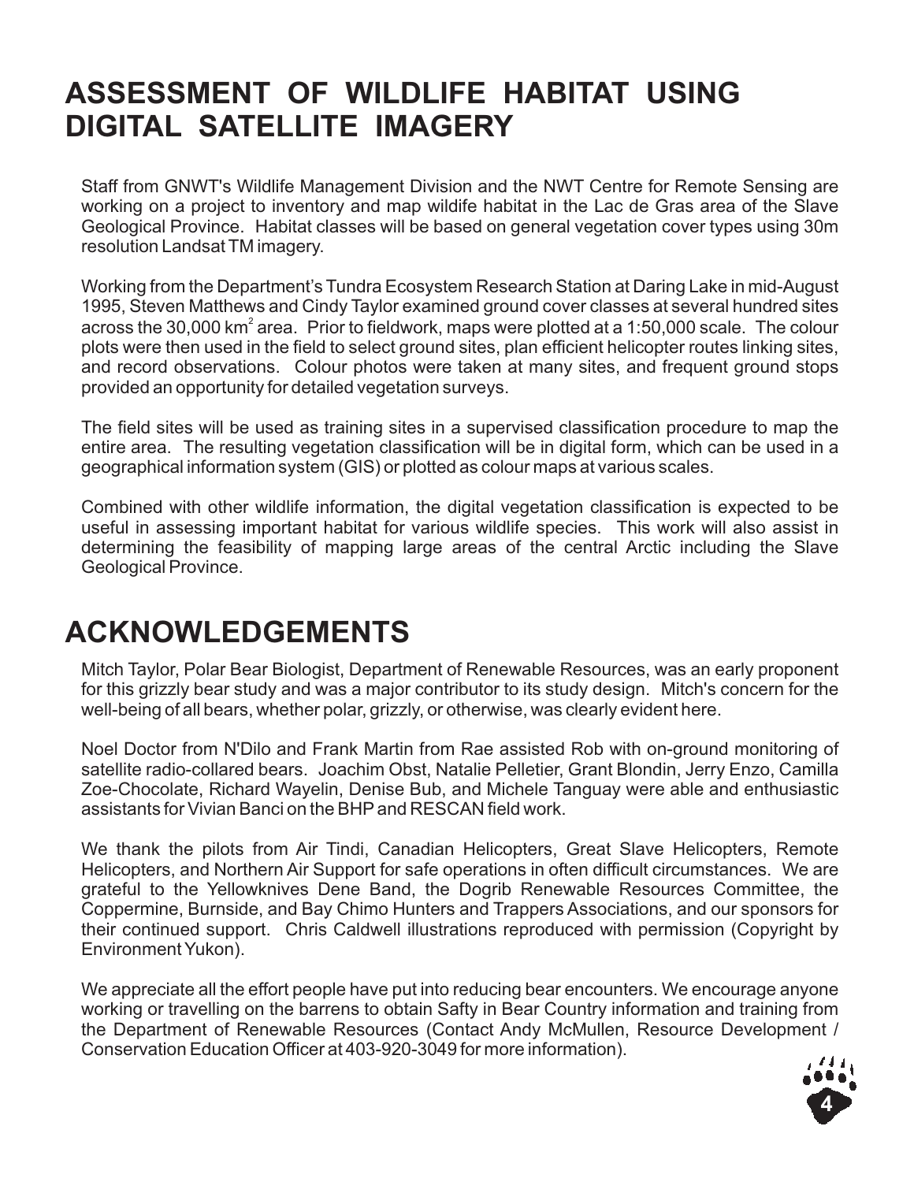# ASSESSMENT OF WILDLIFE HABITAT USING DIGITAL SATELLITE IMAGERY

Staff from GNWT's Wildlife Management Division and the NWT Centre for Remote Sensing are working on a project to inventory and map wildife habitat in the Lac de Gras area of the Slave Geological Province. Habitat classes will be based on general vegetation cover types using 30m resolution Landsat TM imagery.

Working from the Department's Tundra Ecosystem Research Station at Daring Lake in mid-August 1995, Steven Matthews and Cindy Taylor examined ground cover classes at several hundred sites across the 30,000 $km^2$ area. Prior to fieldwork, maps were plotted at a 1:50,000 scale. The colour plots were then used in the field to select ground sites, plan efficient helicopter routes linking sites, and record observations. Colour photos were taken at many sites, and frequent ground stops provided an opportunity for detailed vegetation surveys.

The field sites will be used as training sites in a supervised classification procedure to map the entire area. The resulting vegetation classification will be in digital form, which can be used in a geographical information system (GIS) or plotted as colour maps at various scales.

Combined with other wildlife information, the digital vegetation classification is expected to be useful in assessing important habitat for various wildlife species. This work will also assist in determining the feasibility of mapping large areas of the central Arctic including the Slave Geological Province.

# ACKNOWLEDGEMENTS

Mitch Taylor, Polar Bear Biologist, Department of Renewable Resources, was an early proponent for this grizzly bear study and was a major contributor to its study design. Mitch's concern for the well-being of all bears, whether polar, grizzly, or otherwise, was clearly evident here.

Noel Doctor from N'Dilo and Frank Martin from Rae assisted Rob with on-ground monitoring of satellite radio-collared bears. Joachim Obst, Natalie Pelletier, Grant Blondin, Jerry Enzo, Camilla Zoe-Chocolate, Richard Wayelin, Denise Bub, and Michele Tanguay were able and enthusiastic assistants for Vivian Banci on the BHP and RESCAN field work.

We thank the pilots from Air Tindi, Canadian Helicopters, Great Slave Helicopters, Remote Helicopters, and Northern Air Support for safe operations in often difficult circumstances. We are grateful to the Yellowknives Dene Band, the Dogrib Renewable Resources Committee, the Coppermine, Burnside, and Bay Chimo Hunters and Trappers Associations, and our sponsors for their continued support. Chris Caldwell illustrations reproduced with permission (Copyright by Environment Yukon).

We appreciate all the effort people have put into reducing bear encounters. We encourage anyone working or travelling on the barrens to obtain Safty in Bear Country information and training from the Department of Renewable Resources (Contact Andy McMullen, Resource Development / Conservation Education Officer at 403-920-3049 for more information).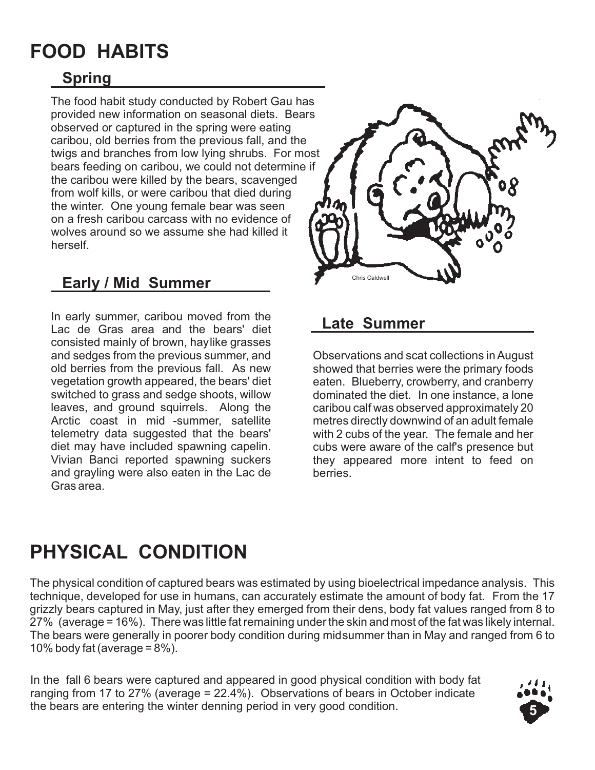# FOOD HABITS

## Spring

The food habit study conducted by Robert Gau has provided new information on seasonal diets. Bears observed or captured in the spring were eating caribou, old berries from the previous fall, and the twigs and branches from low lying shrubs. For most bears feeding on caribou, we could not determine if the caribou were killed by the bears, scavenged from wolf kills, or were caribou that died during the winter. One young female bear was seen on a fresh caribou carcass with no evidence of wolves around so we assume she had killed it herself.

## Early / Mid Summer

In early summer, caribou moved from the Lac de Gras area and the bears' diet consisted mainly of brown, haylike grasses and sedges from the previous summer, and old berries from the previous fall. As new vegetation growth appeared, the bears' diet switched to grass and sedge shoots, willow leaves, and ground squirrels. Along the Arctic coast in mid -summer, satellite telemetry data suggested that the bears' diet may have included spawning capelin. Vivian Banci reported spawning suckers and grayling were also eaten in the Lac de Gras area.

Chris Caldwell

## Late Summer

Observations and scat collections in August showed that berries were the primary foods eaten. Blueberry, crowberry, and cranberry dominated the diet. In one instance, a lone caribou calf was observed approximately 20 metres directly downwind of an adult female with 2 cubs of the year. The female and her cubs were aware of the calf's presence but they appeared more intent to feed on berries.

# PHYSICAL CONDITION

The physical condition of captured bears was estimated by using bioelectrical impedance analysis. This technique, developed for use in humans, can accurately estimate the amount of body fat. From the 17 grizzly bears captured in May, just after they emerged from their dens, body fat values ranged from 8 to 27% (average = 16%). There was little fat remaining under the skin and most of the fat was likely internal. The bears were generally in poorer body condition during midsummer than in May and ranged from 6 to 10% body fat (average = 8%).

In the fall 6 bears were captured and appeared in good physical condition with body fat ranging from 17 to 27% (average = 22.4%). Observations of bears in October indicate the bears are entering the winter denning period in very good condition.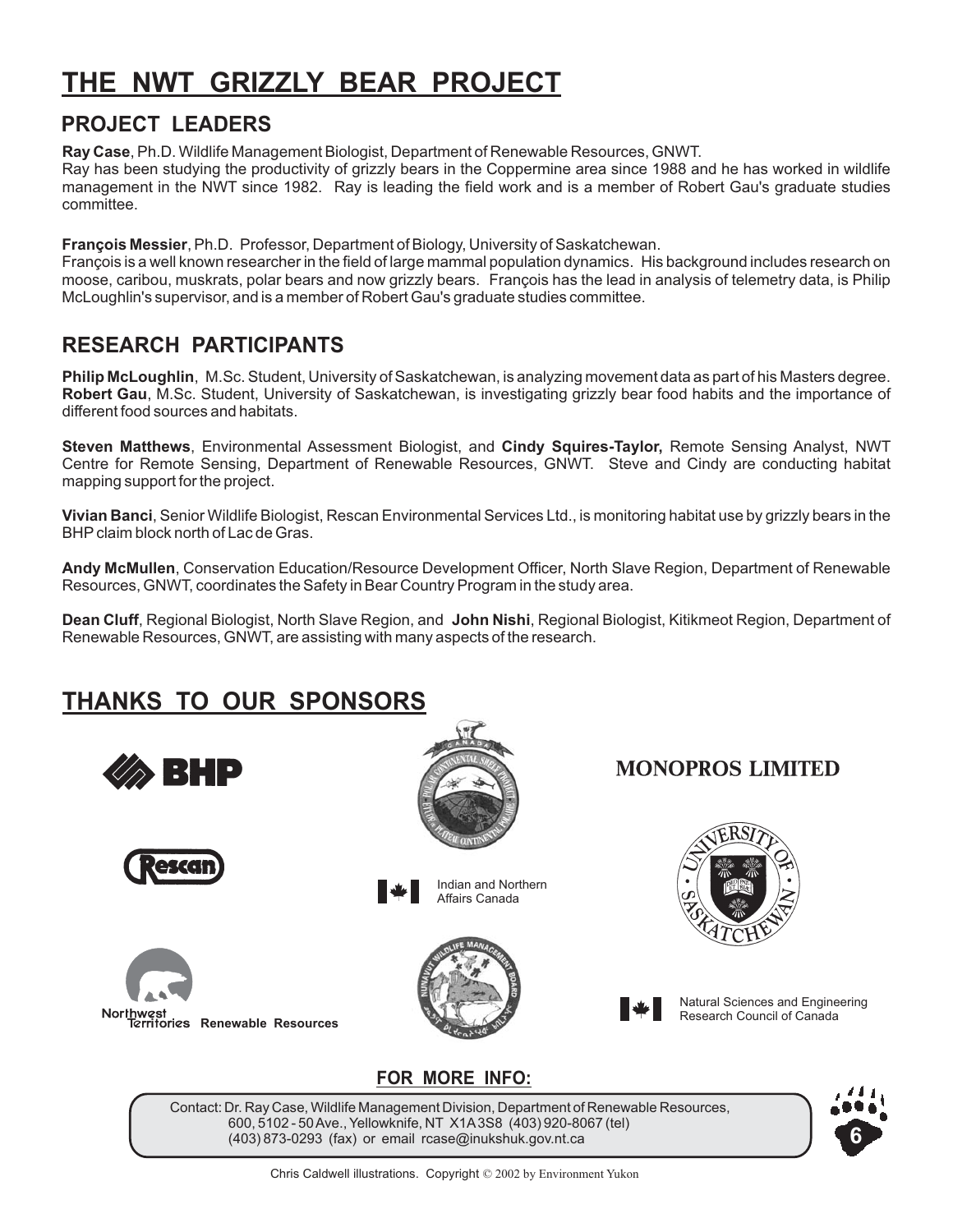# THE NWT GRIZZLY BEAR PROJECT

## PROJECT LEADERS

**Ray Case**, Ph.D. Wildlife Management Biologist, Department of Renewable Resources, GNWT.
Ray has been studying the productivity of grizzly bears in the Coppermine area since 1988 and he has worked in wildlife management in the NWT since 1982. Ray is leading the field work and is a member of Robert Gau's graduate studies committee.

**François Messier**, Ph.D. Professor, Department of Biology, University of Saskatchewan.
François is a well known researcher in the field of large mammal population dynamics. His background includes research on moose, caribou, muskrats, polar bears and now grizzly bears. François has the lead in analysis of telemetry data, is Philip McLoughlin's supervisor, and is a member of Robert Gau's graduate studies committee.

## RESEARCH PARTICIPANTS

**Philip McLoughlin**, M.Sc. Student, University of Saskatchewan, is analyzing movement data as part of his Masters degree.
**Robert Gau**, M.Sc. Student, University of Saskatchewan, is investigating grizzly bear food habits and the importance of different food sources and habitats.

**Steven Matthews**, Environmental Assessment Biologist, and **Cindy Squires-Taylor,** Remote Sensing Analyst, NWT Centre for Remote Sensing, Department of Renewable Resources, GNWT. Steve and Cindy are conducting habitat mapping support for the project.

**Vivian Banci**, Senior Wildlife Biologist, Rescan Environmental Services Ltd., is monitoring habitat use by grizzly bears in the BHP claim block north of Lac de Gras.

**Andy McMullen**, Conservation Education/Resource Development Officer, North Slave Region, Department of Renewable Resources, GNWT, coordinates the Safety in Bear Country Program in the study area.

**Dean Cluff**, Regional Biologist, North Slave Region, and **John Nishi**, Regional Biologist, Kitikmeot Region, Department of Renewable Resources, GNWT, are assisting with many aspects of the research.

# THANKS TO OUR SPONSORS

BHP

MONOPROS LIMITED

Rescan

Indian and Northern Affairs Canada

University of Saskatchewan

Northwest Territories Renewable Resources

Natural Sciences and Engineering Research Council of Canada

### FOR MORE INFO:

Contact: Dr. Ray Case, Wildlife Management Division, Department of Renewable Resources, 600, 5102 - 50 Ave., Yellowknife, NT X1A 3S8 (403) 920-8067 (tel) (403) 873-0293 (fax) or email rcase@inukshuk.gov.nt.ca

Chris Caldwell illustrations. Copyright © 2002 by Environment Yukon